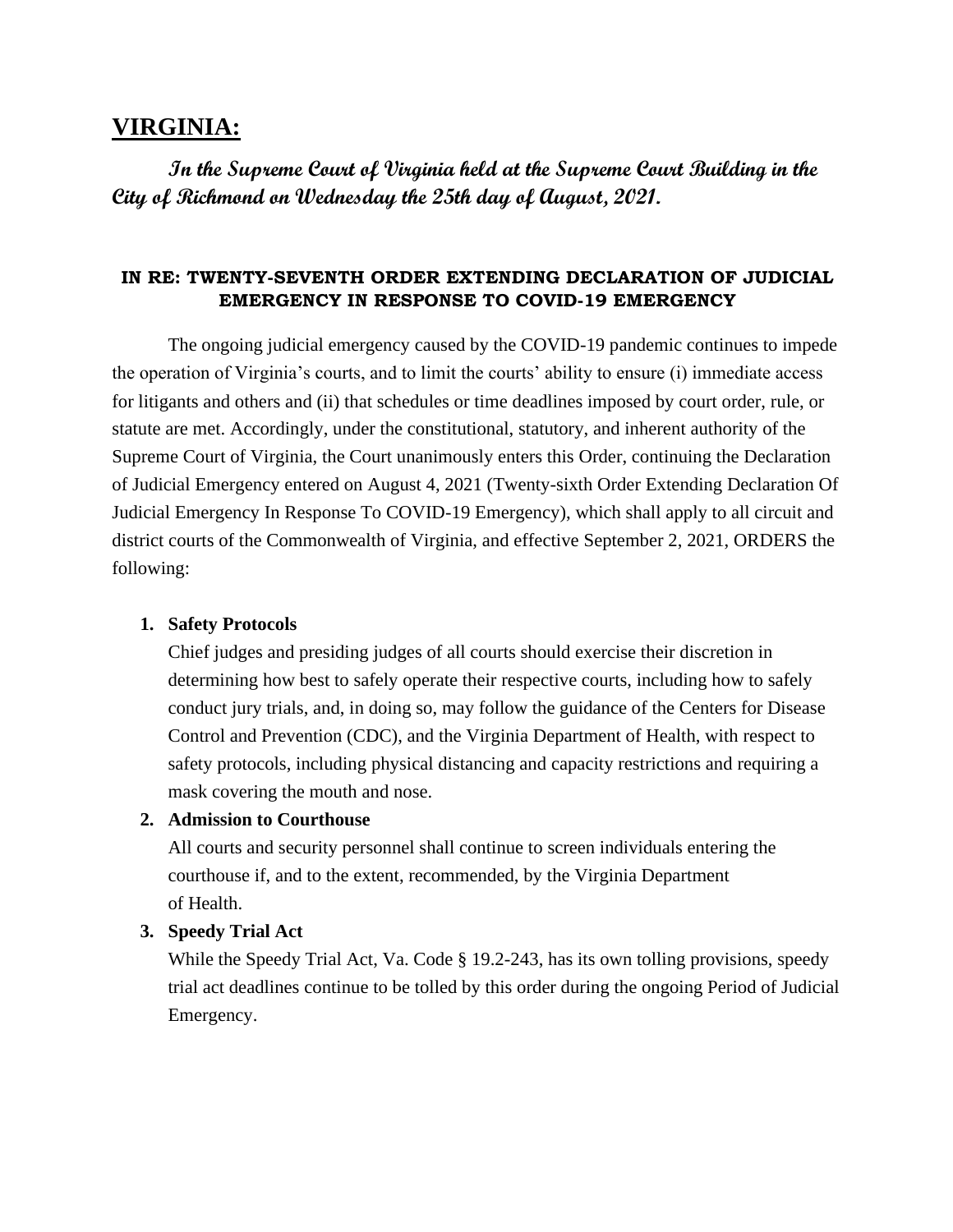# VIRGINIA:

***In the Supreme Court of Virginia held at the Supreme Court Building in the City of Richmond on Wednesday the 25th day of August, 2021.***

### IN RE: TWENTY-SEVENTH ORDER EXTENDING DECLARATION OF JUDICIAL EMERGENCY IN RESPONSE TO COVID-19 EMERGENCY

The ongoing judicial emergency caused by the COVID-19 pandemic continues to impede the operation of Virginia's courts, and to limit the courts' ability to ensure (i) immediate access for litigants and others and (ii) that schedules or time deadlines imposed by court order, rule, or statute are met. Accordingly, under the constitutional, statutory, and inherent authority of the Supreme Court of Virginia, the Court unanimously enters this Order, continuing the Declaration of Judicial Emergency entered on August 4, 2021 (Twenty-sixth Order Extending Declaration Of Judicial Emergency In Response To COVID-19 Emergency), which shall apply to all circuit and district courts of the Commonwealth of Virginia, and effective September 2, 2021, ORDERS the following:

1. **Safety Protocols**
   Chief judges and presiding judges of all courts should exercise their discretion in determining how best to safely operate their respective courts, including how to safely conduct jury trials, and, in doing so, may follow the guidance of the Centers for Disease Control and Prevention (CDC), and the Virginia Department of Health, with respect to safety protocols, including physical distancing and capacity restrictions and requiring a mask covering the mouth and nose.
2. **Admission to Courthouse**
   All courts and security personnel shall continue to screen individuals entering the courthouse if, and to the extent, recommended, by the Virginia Department of Health.
3. **Speedy Trial Act**
   While the Speedy Trial Act, Va. Code § 19.2-243, has its own tolling provisions, speedy trial act deadlines continue to be tolled by this order during the ongoing Period of Judicial Emergency.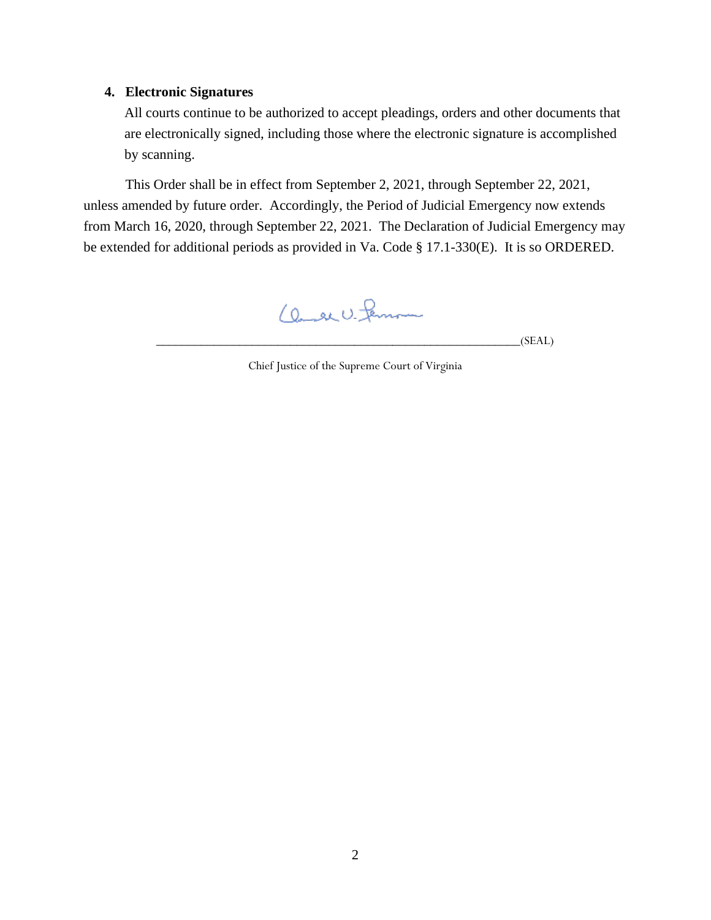4. **Electronic Signatures**

   All courts continue to be authorized to accept pleadings, orders and other documents that are electronically signed, including those where the electronic signature is accomplished by scanning.

This Order shall be in effect from September 2, 2021, through September 22, 2021, unless amended by future order. Accordingly, the Period of Judicial Emergency now extends from March 16, 2020, through September 22, 2021. The Declaration of Judicial Emergency may be extended for additional periods as provided in Va. Code § 17.1-330(E). It is so ORDERED.

______________________________________________(SEAL)

Chief Justice of the Supreme Court of Virginia